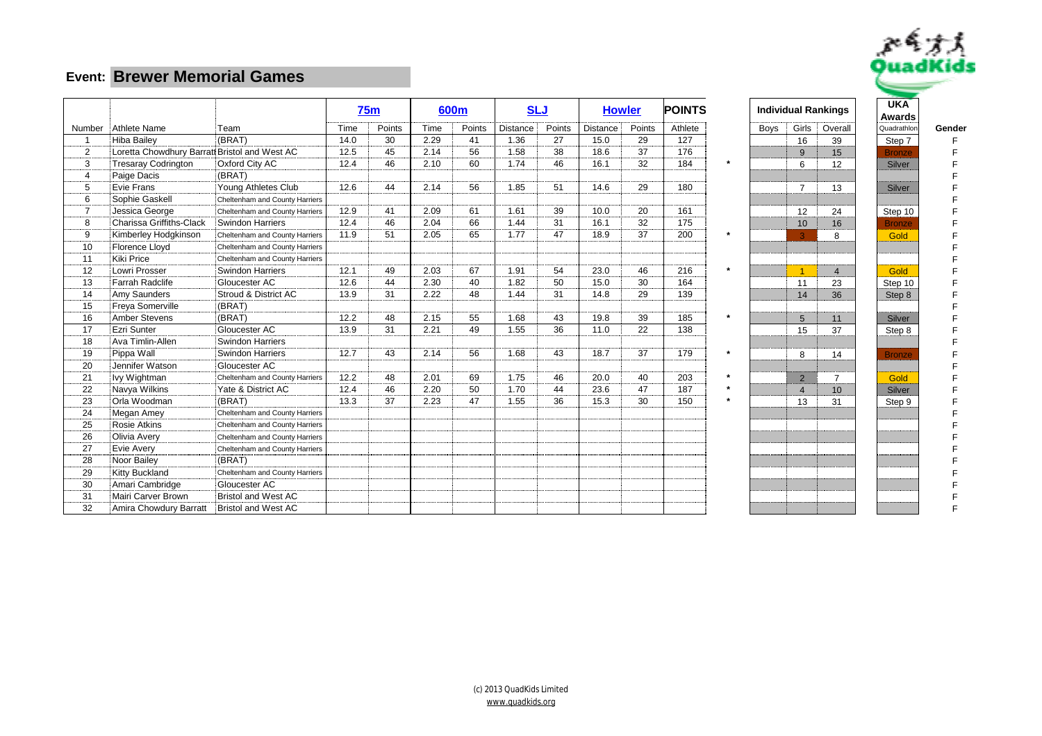# Event: Brewer Memorial Games

| | | | 75m | | 600m | | SLJ | | Howler | | POINTS | | Individual Rankings | | | UKA Awards | |
|---|---|---|---|---|---|---|---|---|---|---|---|---|---|---|---|---|---|
| Number | Athlete Name | Team | Time | Points | Time | Points | Distance | Points | Distance | Points | Athlete | | Boys | Girls | Overall | Quadrathlon | Gender |
| 1 | Hiba Bailey | (BRAT) | 14.0 | 30 | 2.29 | 41 | 1.36 | 27 | 15.0 | 29 | 127 | | | 16 | 39 | Step 7 | F |
| 2 | Loretta Chowdhury Barratt | Bristol and West AC | 12.5 | 45 | 2.14 | 56 | 1.58 | 38 | 18.6 | 37 | 176 | | | 9 | 15 | Bronze | F |
| 3 | Tresaray Codrington | Oxford City AC | 12.4 | 46 | 2.10 | 60 | 1.74 | 46 | 16.1 | 32 | 184 | * | | 6 | 12 | Silver | F |
| 4 | Paige Dacis | (BRAT) | | | | | | | | | | | | | | | F |
| 5 | Evie Frans | Young Athletes Club | 12.6 | 44 | 2.14 | 56 | 1.85 | 51 | 14.6 | 29 | 180 | | | 7 | 13 | Silver | F |
| 6 | Sophie Gaskell | Cheltenham and County Harriers | | | | | | | | | | | | | | | F |
| 7 | Jessica George | Cheltenham and County Harriers | 12.9 | 41 | 2.09 | 61 | 1.61 | 39 | 10.0 | 20 | 161 | | | 12 | 24 | Step 10 | F |
| 8 | Charissa Griffiths-Clack | Swindon Harriers | 12.4 | 46 | 2.04 | 66 | 1.44 | 31 | 16.1 | 32 | 175 | | | 10 | 16 | Bronze | F |
| 9 | Kimberley Hodgkinson | Cheltenham and County Harriers | 11.9 | 51 | 2.05 | 65 | 1.77 | 47 | 18.9 | 37 | 200 | * | | 3 | 8 | Gold | F |
| 10 | Florence Lloyd | Cheltenham and County Harriers | | | | | | | | | | | | | | | F |
| 11 | Kiki Price | Cheltenham and County Harriers | | | | | | | | | | | | | | | F |
| 12 | Lowri Prosser | Swindon Harriers | 12.1 | 49 | 2.03 | 67 | 1.91 | 54 | 23.0 | 46 | 216 | * | | 1 | 4 | Gold | F |
| 13 | Farrah Radclife | Gloucester AC | 12.6 | 44 | 2.30 | 40 | 1.82 | 50 | 15.0 | 30 | 164 | | | 11 | 23 | Step 10 | F |
| 14 | Amy Saunders | Stroud & District AC | 13.9 | 31 | 2.22 | 48 | 1.44 | 31 | 14.8 | 29 | 139 | | | 14 | 36 | Step 8 | F |
| 15 | Freya Somerville | (BRAT) | | | | | | | | | | | | | | | F |
| 16 | Amber Stevens | (BRAT) | 12.2 | 48 | 2.15 | 55 | 1.68 | 43 | 19.8 | 39 | 185 | * | | 5 | 11 | Silver | F |
| 17 | Ezri Sunter | Gloucester AC | 13.9 | 31 | 2.21 | 49 | 1.55 | 36 | 11.0 | 22 | 138 | | | 15 | 37 | Step 8 | F |
| 18 | Ava Timlin-Allen | Swindon Harriers | | | | | | | | | | | | | | | F |
| 19 | Pippa Wall | Swindon Harriers | 12.7 | 43 | 2.14 | 56 | 1.68 | 43 | 18.7 | 37 | 179 | * | | 8 | 14 | Bronze | F |
| 20 | Jennifer Watson | Gloucester AC | | | | | | | | | | | | | | | F |
| 21 | Ivy Wightman | Cheltenham and County Harriers | 12.2 | 48 | 2.01 | 69 | 1.75 | 46 | 20.0 | 40 | 203 | * | | 2 | 7 | Gold | F |
| 22 | Navya Wilkins | Yate & District AC | 12.4 | 46 | 2.20 | 50 | 1.70 | 44 | 23.6 | 47 | 187 | * | | 4 | 10 | Silver | F |
| 23 | Orla Woodman | (BRAT) | 13.3 | 37 | 2.23 | 47 | 1.55 | 36 | 15.3 | 30 | 150 | * | | 13 | 31 | Step 9 | F |
| 24 | Megan Amey | Cheltenham and County Harriers | | | | | | | | | | | | | | | F |
| 25 | Rosie Atkins | Cheltenham and County Harriers | | | | | | | | | | | | | | | F |
| 26 | Olivia Avery | Cheltenham and County Harriers | | | | | | | | | | | | | | | F |
| 27 | Evie Avery | Cheltenham and County Harriers | | | | | | | | | | | | | | | F |
| 28 | Noor Bailey | (BRAT) | | | | | | | | | | | | | | | F |
| 29 | Kitty Buckland | Cheltenham and County Harriers | | | | | | | | | | | | | | | F |
| 30 | Amari Cambridge | Gloucester AC | | | | | | | | | | | | | | | F |
| 31 | Mairi Carver Brown | Bristol and West AC | | | | | | | | | | | | | | | F |
| 32 | Amira Chowdury Barratt | Bristol and West AC | | | | | | | | | | | | | | | F |

(c) 2013 QuadKids Limited
www.quadkids.org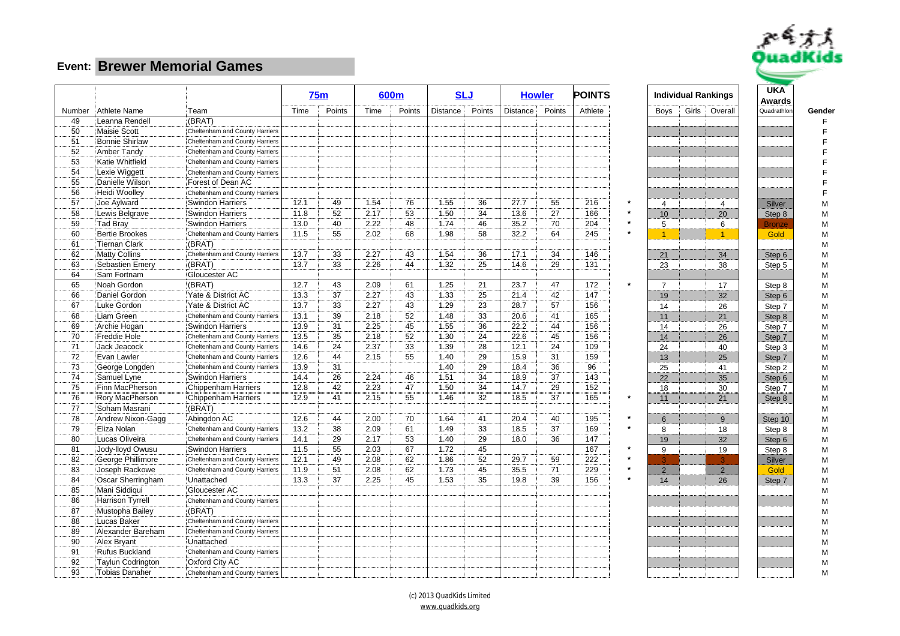## Event: Brewer Memorial Games

| | | | 75m | | 600m | | SLJ | | Howler | | POINTS | | Individual Rankings | | | UKA Awards | |
|---|---|---|---|---|---|---|---|---|---|---|---|---|---|---|---|---|---|
| Number | Athlete Name | Team | Time | Points | Time | Points | Distance | Points | Distance | Points | Athlete | | Boys | Girls | Overall | Quadrathlon | Gender |
| 49 | Leanna Rendell | (BRAT) | | | | | | | | | | | | | | | F |
| 50 | Maisie Scott | Cheltenham and County Harriers | | | | | | | | | | | | | | | F |
| 51 | Bonnie Shirlaw | Cheltenham and County Harriers | | | | | | | | | | | | | | | F |
| 52 | Amber Tandy | Cheltenham and County Harriers | | | | | | | | | | | | | | | F |
| 53 | Katie Whitfield | Cheltenham and County Harriers | | | | | | | | | | | | | | | F |
| 54 | Lexie Wiggett | Cheltenham and County Harriers | | | | | | | | | | | | | | | F |
| 55 | Danielle Wilson | Forest of Dean AC | | | | | | | | | | | | | | | F |
| 56 | Heidi Woolley | Cheltenham and County Harriers | | | | | | | | | | | | | | | F |
| 57 | Joe Aylward | Swindon Harriers | 12.1 | 49 | 1.54 | 76 | 1.55 | 36 | 27.7 | 55 | 216 | * | 4 | | 4 | Silver | M |
| 58 | Lewis Belgrave | Swindon Harriers | 11.8 | 52 | 2.17 | 53 | 1.50 | 34 | 13.6 | 27 | 166 | * | 10 | | 20 | Step 8 | M |
| 59 | Tad Bray | Swindon Harriers | 13.0 | 40 | 2.22 | 48 | 1.74 | 46 | 35.2 | 70 | 204 | * | 5 | | 6 | Bronze | M |
| 60 | Bertie Brookes | Cheltenham and County Harriers | 11.5 | 55 | 2.02 | 68 | 1.98 | 58 | 32.2 | 64 | 245 | * | 1 | | 1 | Gold | M |
| 61 | Tiernan Clark | (BRAT) | | | | | | | | | | | | | | | M |
| 62 | Matty Collins | Cheltenham and County Harriers | 13.7 | 33 | 2.27 | 43 | 1.54 | 36 | 17.1 | 34 | 146 | | 21 | | 34 | Step 6 | M |
| 63 | Sebastien Emery | (BRAT) | 13.7 | 33 | 2.26 | 44 | 1.32 | 25 | 14.6 | 29 | 131 | | 23 | | 38 | Step 5 | M |
| 64 | Sam Fortnam | Gloucester AC | | | | | | | | | | | | | | | M |
| 65 | Noah Gordon | (BRAT) | 12.7 | 43 | 2.09 | 61 | 1.25 | 21 | 23.7 | 47 | 172 | * | 7 | | 17 | Step 8 | M |
| 66 | Daniel Gordon | Yate & District AC | 13.3 | 37 | 2.27 | 43 | 1.33 | 25 | 21.4 | 42 | 147 | | 19 | | 32 | Step 6 | M |
| 67 | Luke Gordon | Yate & District AC | 13.7 | 33 | 2.27 | 43 | 1.29 | 23 | 28.7 | 57 | 156 | | 14 | | 26 | Step 7 | M |
| 68 | Liam Green | Cheltenham and County Harriers | 13.1 | 39 | 2.18 | 52 | 1.48 | 33 | 20.6 | 41 | 165 | | 11 | | 21 | Step 8 | M |
| 69 | Archie Hogan | Swindon Harriers | 13.9 | 31 | 2.25 | 45 | 1.55 | 36 | 22.2 | 44 | 156 | | 14 | | 26 | Step 7 | M |
| 70 | Freddie Hole | Cheltenham and County Harriers | 13.5 | 35 | 2.18 | 52 | 1.30 | 24 | 22.6 | 45 | 156 | | 14 | | 26 | Step 7 | M |
| 71 | Jack Jeacock | Cheltenham and County Harriers | 14.6 | 24 | 2.37 | 33 | 1.39 | 28 | 12.1 | 24 | 109 | | 24 | | 40 | Step 3 | M |
| 72 | Evan Lawler | Cheltenham and County Harriers | 12.6 | 44 | 2.15 | 55 | 1.40 | 29 | 15.9 | 31 | 159 | | 13 | | 25 | Step 7 | M |
| 73 | George Longden | Cheltenham and County Harriers | 13.9 | 31 | | | 1.40 | 29 | 18.4 | 36 | 96 | | 25 | | 41 | Step 2 | M |
| 74 | Samuel Lyne | Swindon Harriers | 14.4 | 26 | 2.24 | 46 | 1.51 | 34 | 18.9 | 37 | 143 | | 22 | | 35 | Step 6 | M |
| 75 | Finn MacPherson | Chippenham Harriers | 12.8 | 42 | 2.23 | 47 | 1.50 | 34 | 14.7 | 29 | 152 | | 18 | | 30 | Step 7 | M |
| 76 | Rory MacPherson | Chippenham Harriers | 12.9 | 41 | 2.15 | 55 | 1.46 | 32 | 18.5 | 37 | 165 | * | 11 | | 21 | Step 8 | M |
| 77 | Soham Masrani | (BRAT) | | | | | | | | | | | | | | | M |
| 78 | Andrew Nixon-Gagg | Abingdon AC | 12.6 | 44 | 2.00 | 70 | 1.64 | 41 | 20.4 | 40 | 195 | * | 6 | | 9 | Step 10 | M |
| 79 | Eliza Nolan | Cheltenham and County Harriers | 13.2 | 38 | 2.09 | 61 | 1.49 | 33 | 18.5 | 37 | 169 | * | 8 | | 18 | Step 8 | M |
| 80 | Lucas Oliveira | Cheltenham and County Harriers | 14.1 | 29 | 2.17 | 53 | 1.40 | 29 | 18.0 | 36 | 147 | | 19 | | 32 | Step 6 | M |
| 81 | Jody-lloyd Owusu | Swindon Harriers | 11.5 | 55 | 2.03 | 67 | 1.72 | 45 | | | 167 | * | 9 | | 19 | Step 8 | M |
| 82 | George Phillimore | Cheltenham and County Harriers | 12.1 | 49 | 2.08 | 62 | 1.86 | 52 | 29.7 | 59 | 222 | * | 3 | | 3 | Silver | M |
| 83 | Joseph Rackowe | Cheltenham and County Harriers | 11.9 | 51 | 2.08 | 62 | 1.73 | 45 | 35.5 | 71 | 229 | * | 2 | | 2 | Gold | M |
| 84 | Oscar Sherringham | Unattached | 13.3 | 37 | 2.25 | 45 | 1.53 | 35 | 19.8 | 39 | 156 | * | 14 | | 26 | Step 7 | M |
| 85 | Mani Siddiqui | Gloucester AC | | | | | | | | | | | | | | | M |
| 86 | Harrison Tyrrell | Cheltenham and County Harriers | | | | | | | | | | | | | | | M |
| 87 | Mustopha Bailey | (BRAT) | | | | | | | | | | | | | | | M |
| 88 | Lucas Baker | Cheltenham and County Harriers | | | | | | | | | | | | | | | M |
| 89 | Alexander Bareham | Cheltenham and County Harriers | | | | | | | | | | | | | | | M |
| 90 | Alex Bryant | Unattached | | | | | | | | | | | | | | | M |
| 91 | Rufus Buckland | Cheltenham and County Harriers | | | | | | | | | | | | | | | M |
| 92 | Taylun Codrington | Oxford City AC | | | | | | | | | | | | | | | M |
| 93 | Tobias Danaher | Cheltenham and County Harriers | | | | | | | | | | | | | | | M |

(c) 2013 QuadKids Limited
www.quadkids.org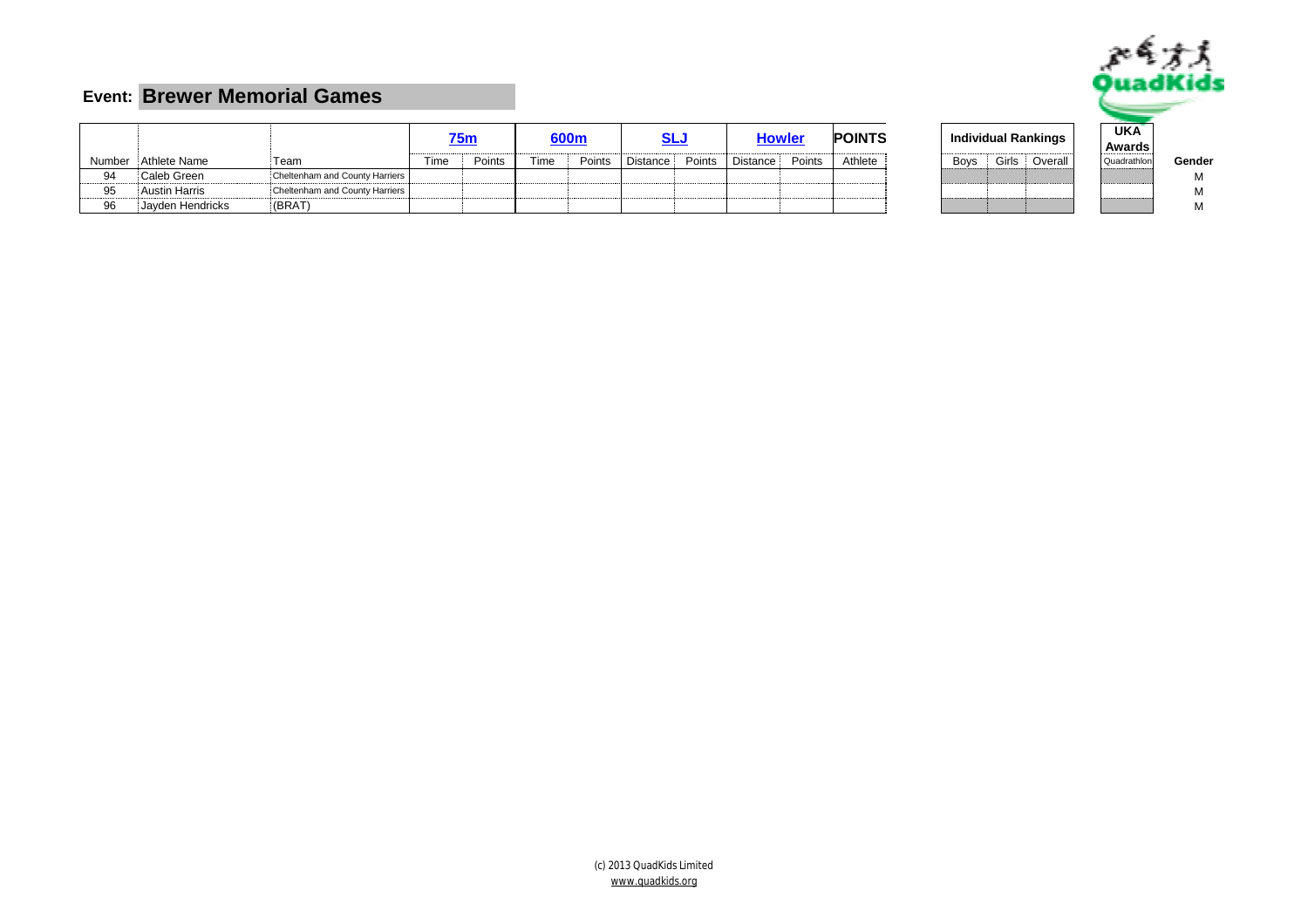## Event: Brewer Memorial Games

| | | | 75m | | 600m | | SLJ | | Howler | | POINTS | Individual Rankings | | | UKA Awards | |
|---|---|---|---|---|---|---|---|---|---|---|---|---|---|---|---|---|
| Number | Athlete Name | Team | Time | Points | Time | Points | Distance | Points | Distance | Points | Athlete | Boys | Girls | Overall | Quadrathlon | Gender |
| 94 | Caleb Green | Cheltenham and County Harriers | | | | | | | | | | | | | | M |
| 95 | Austin Harris | Cheltenham and County Harriers | | | | | | | | | | | | | | M |
| 96 | Jayden Hendricks | (BRAT) | | | | | | | | | | | | | | M |

(c) 2013 QuadKids Limited
www.quadkids.org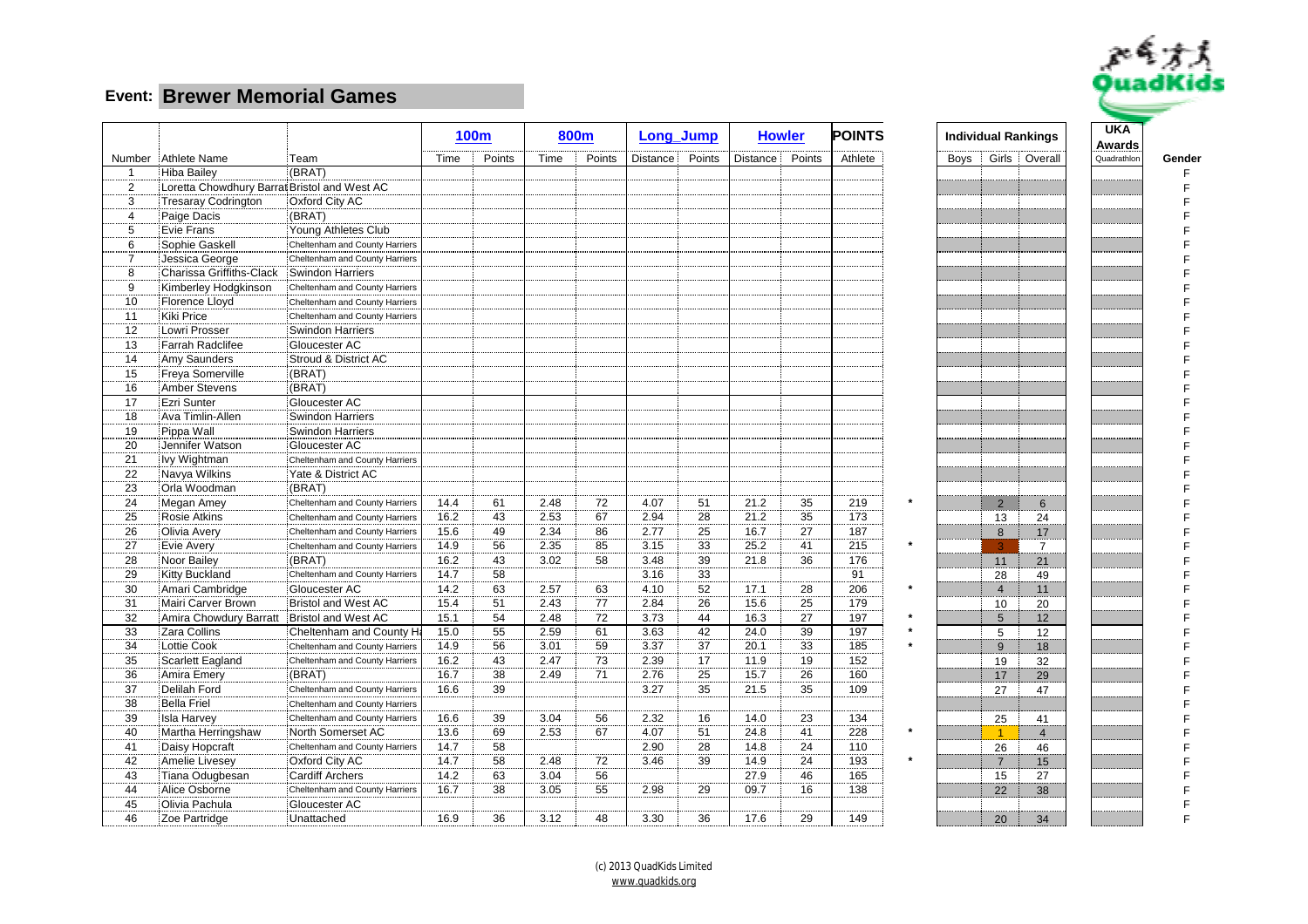**Event: Brewer Memorial Games**

| | | | 100m | | 800m | | Long_Jump | | Howler | | POINTS | | Individual Rankings | | | UKA Awards | |
|---|---|---|---|---|---|---|---|---|---|---|---|---|---|---|---|---|---|
| Number | Athlete Name | Team | Time | Points | Time | Points | Distance | Points | Distance | Points | Athlete | | Boys | Girls | Overall | Quadrathlon | Gender |
| 1 | Hiba Bailey | (BRAT) | | | | | | | | | | | | | | | F |
| 2 | Loretta Chowdhury Barrat | Bristol and West AC | | | | | | | | | | | | | | | F |
| 3 | Tresaray Codrington | Oxford City AC | | | | | | | | | | | | | | | F |
| 4 | Paige Dacis | (BRAT) | | | | | | | | | | | | | | | F |
| 5 | Evie Frans | Young Athletes Club | | | | | | | | | | | | | | | F |
| 6 | Sophie Gaskell | Cheltenham and County Harriers | | | | | | | | | | | | | | | F |
| 7 | Jessica George | Cheltenham and County Harriers | | | | | | | | | | | | | | | F |
| 8 | Charissa Griffiths-Clack | Swindon Harriers | | | | | | | | | | | | | | | F |
| 9 | Kimberley Hodgkinson | Cheltenham and County Harriers | | | | | | | | | | | | | | | F |
| 10 | Florence Lloyd | Cheltenham and County Harriers | | | | | | | | | | | | | | | F |
| 11 | Kiki Price | Cheltenham and County Harriers | | | | | | | | | | | | | | | F |
| 12 | Lowri Prosser | Swindon Harriers | | | | | | | | | | | | | | | F |
| 13 | Farrah Radclifee | Gloucester AC | | | | | | | | | | | | | | | F |
| 14 | Amy Saunders | Stroud & District AC | | | | | | | | | | | | | | | F |
| 15 | Freya Somerville | (BRAT) | | | | | | | | | | | | | | | F |
| 16 | Amber Stevens | (BRAT) | | | | | | | | | | | | | | | F |
| 17 | Ezri Sunter | Gloucester AC | | | | | | | | | | | | | | | F |
| 18 | Ava Timlin-Allen | Swindon Harriers | | | | | | | | | | | | | | | F |
| 19 | Pippa Wall | Swindon Harriers | | | | | | | | | | | | | | | F |
| 20 | Jennifer Watson | Gloucester AC | | | | | | | | | | | | | | | F |
| 21 | Ivy Wightman | Cheltenham and County Harriers | | | | | | | | | | | | | | | F |
| 22 | Navya Wilkins | Yate & District AC | | | | | | | | | | | | | | | F |
| 23 | Orla Woodman | (BRAT) | | | | | | | | | | | | | | | F |
| 24 | Megan Amey | Cheltenham and County Harriers | 14.4 | 61 | 2.48 | 72 | 4.07 | 51 | 21.2 | 35 | 219 | * | | 2 | 6 | | F |
| 25 | Rosie Atkins | Cheltenham and County Harriers | 16.2 | 43 | 2.53 | 67 | 2.94 | 28 | 21.2 | 35 | 173 | | | 13 | 24 | | F |
| 26 | Olivia Avery | Cheltenham and County Harriers | 15.6 | 49 | 2.34 | 86 | 2.77 | 25 | 16.7 | 27 | 187 | | | 8 | 17 | | F |
| 27 | Evie Avery | Cheltenham and County Harriers | 14.9 | 56 | 2.35 | 85 | 3.15 | 33 | 25.2 | 41 | 215 | * | | 3 | 7 | | F |
| 28 | Noor Bailey | (BRAT) | 16.2 | 43 | 3.02 | 58 | 3.48 | 39 | 21.8 | 36 | 176 | | | 11 | 21 | | F |
| 29 | Kitty Buckland | Cheltenham and County Harriers | 14.7 | 58 | | | 3.16 | 33 | | | 91 | | | 28 | 49 | | F |
| 30 | Amari Cambridge | Gloucester AC | 14.2 | 63 | 2.57 | 63 | 4.10 | 52 | 17.1 | 28 | 206 | * | | 4 | 11 | | F |
| 31 | Mairi Carver Brown | Bristol and West AC | 15.4 | 51 | 2.43 | 77 | 2.84 | 26 | 15.6 | 25 | 179 | | | 10 | 20 | | F |
| 32 | Amira Chowdury Barratt | Bristol and West AC | 15.1 | 54 | 2.48 | 72 | 3.73 | 44 | 16.3 | 27 | 197 | * | | 5 | 12 | | F |
| 33 | Zara Collins | Cheltenham and County H | 15.0 | 55 | 2.59 | 61 | 3.63 | 42 | 24.0 | 39 | 197 | * | | 5 | 12 | | F |
| 34 | Lottie Cook | Cheltenham and County Harriers | 14.9 | 56 | 3.01 | 59 | 3.37 | 37 | 20.1 | 33 | 185 | * | | 9 | 18 | | F |
| 35 | Scarlett Eagland | Cheltenham and County Harriers | 16.2 | 43 | 2.47 | 73 | 2.39 | 17 | 11.9 | 19 | 152 | | | 19 | 32 | | F |
| 36 | Amira Emery | (BRAT) | 16.7 | 38 | 2.49 | 71 | 2.76 | 25 | 15.7 | 26 | 160 | | | 17 | 29 | | F |
| 37 | Delilah Ford | Cheltenham and County Harriers | 16.6 | 39 | | | 3.27 | 35 | 21.5 | 35 | 109 | | | 27 | 47 | | F |
| 38 | Bella Friel | Cheltenham and County Harriers | | | | | | | | | | | | | | | F |
| 39 | Isla Harvey | Cheltenham and County Harriers | 16.6 | 39 | 3.04 | 56 | 2.32 | 16 | 14.0 | 23 | 134 | | | 25 | 41 | | F |
| 40 | Martha Herringshaw | North Somerset AC | 13.6 | 69 | 2.53 | 67 | 4.07 | 51 | 24.8 | 41 | 228 | * | | 1 | 4 | | F |
| 41 | Daisy Hopcraft | Cheltenham and County Harriers | 14.7 | 58 | | | 2.90 | 28 | 14.8 | 24 | 110 | | | 26 | 46 | | F |
| 42 | Amelie Livesey | Oxford City AC | 14.7 | 58 | 2.48 | 72 | 3.46 | 39 | 14.9 | 24 | 193 | * | | 7 | 15 | | F |
| 43 | Tiana Odugbesan | Cardiff Archers | 14.2 | 63 | 3.04 | 56 | | | 27.9 | 46 | 165 | | | 15 | 27 | | F |
| 44 | Alice Osborne | Cheltenham and County Harriers | 16.7 | 38 | 3.05 | 55 | 2.98 | 29 | 09.7 | 16 | 138 | | | 22 | 38 | | F |
| 45 | Olivia Pachula | Gloucester AC | | | | | | | | | | | | | | | F |
| 46 | Zoe Partridge | Unattached | 16.9 | 36 | 3.12 | 48 | 3.30 | 36 | 17.6 | 29 | 149 | | | 20 | 34 | | F |

(c) 2013 QuadKids Limited
www.quadkids.org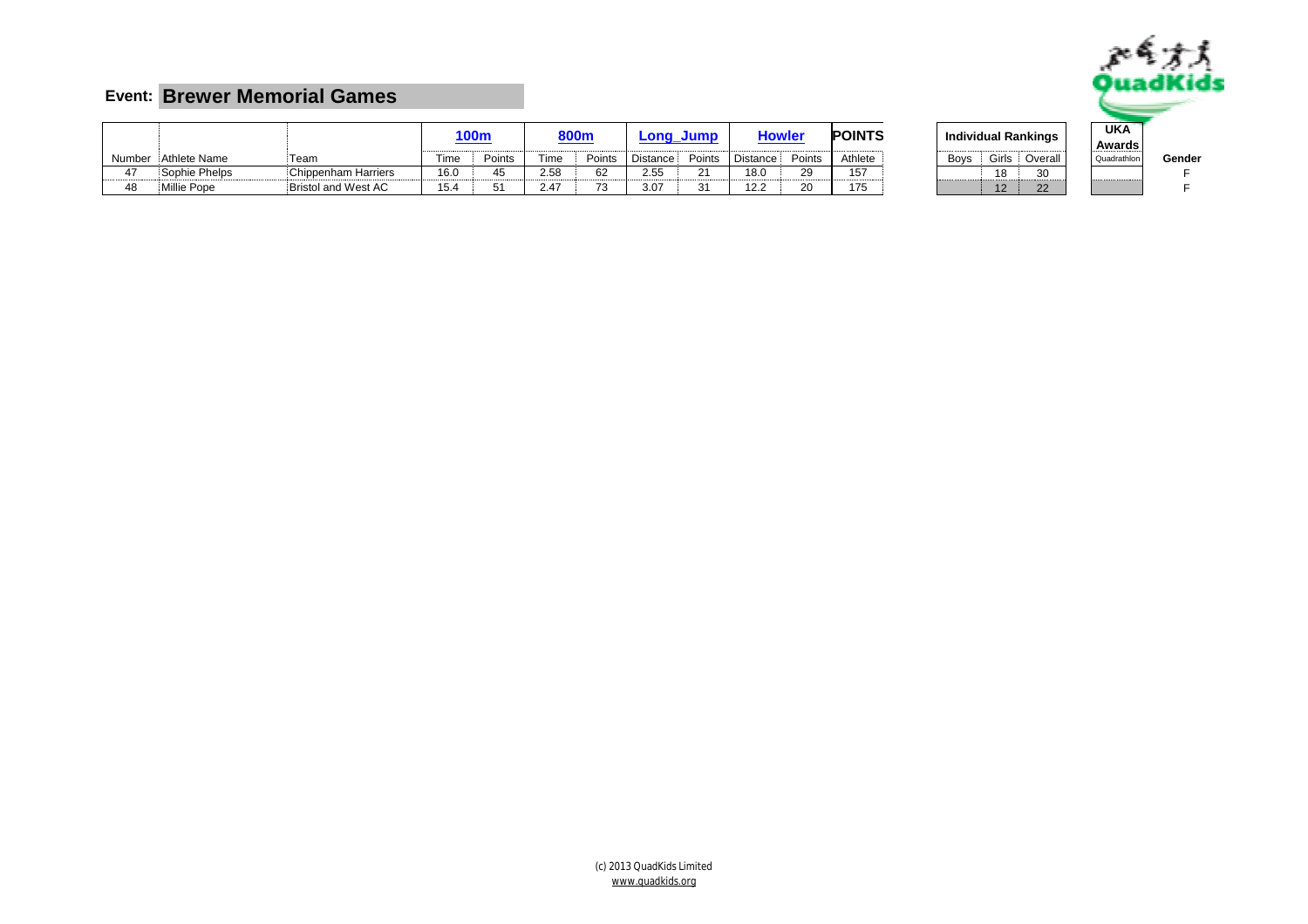# Event: Brewer Memorial Games

| | | | 100m | | 800m | | Long_Jump | | Howler | | POINTS | | Individual Rankings | | | UKA Awards | |
|---|---|---|---|---|---|---|---|---|---|---|---|---|---|---|---|---|---|
| Number | Athlete Name | Team | Time | Points | Time | Points | Distance | Points | Distance | Points | Athlete | | Boys | Girls | Overall | Quadrathlon | Gender |
| 47 | Sophie Phelps | Chippenham Harriers | 16.0 | 45 | 2.58 | 62 | 2.55 | 21 | 18.0 | 29 | 157 | | | 18 | 30 | | F |
| 48 | Millie Pope | Bristol and West AC | 15.4 | 51 | 2.47 | 73 | 3.07 | 31 | 12.2 | 20 | 175 | | | 12 | 22 | | F |

(c) 2013 QuadKids Limited
www.quadkids.org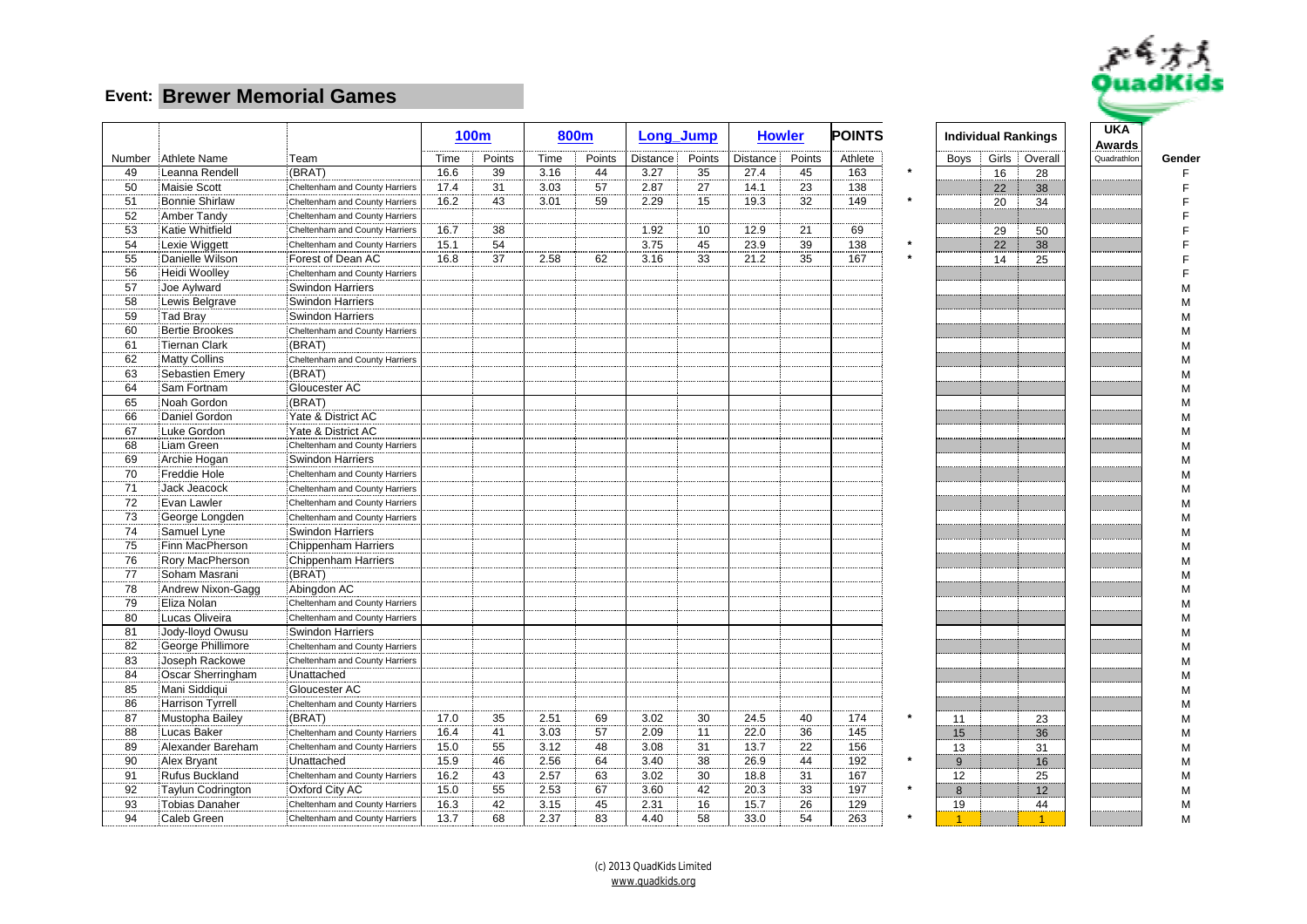## Event: Brewer Memorial Games

| Number | Athlete Name | Team | 100m Time | 100m Points | 800m Time | 800m Points | Long_Jump Distance | Long_Jump Points | Howler Distance | Howler Points | POINTS Athlete | | Individual Rankings Boys | Individual Rankings Girls | Individual Rankings Overall | UKA Awards Quadrathlon | Gender |
|---|---|---|---|---|---|---|---|---|---|---|---|---|---|---|---|---|---|
| 49 | Leanna Rendell | (BRAT) | 16.6 | 39 | 3.16 | 44 | 3.27 | 35 | 27.4 | 45 | 163 | * | | 16 | 28 | | F |
| 50 | Maisie Scott | Cheltenham and County Harriers | 17.4 | 31 | 3.03 | 57 | 2.87 | 27 | 14.1 | 23 | 138 | | | 22 | 38 | | F |
| 51 | Bonnie Shirlaw | Cheltenham and County Harriers | 16.2 | 43 | 3.01 | 59 | 2.29 | 15 | 19.3 | 32 | 149 | * | | 20 | 34 | | F |
| 52 | Amber Tandy | Cheltenham and County Harriers | | | | | | | | | | | | | | | F |
| 53 | Katie Whitfield | Cheltenham and County Harriers | 16.7 | 38 | | | 1.92 | 10 | 12.9 | 21 | 69 | | | 29 | 50 | | F |
| 54 | Lexie Wiggett | Cheltenham and County Harriers | 15.1 | 54 | | | 3.75 | 45 | 23.9 | 39 | 138 | * | | 22 | 38 | | F |
| 55 | Danielle Wilson | Forest of Dean AC | 16.8 | 37 | 2.58 | 62 | 3.16 | 33 | 21.2 | 35 | 167 | * | | 14 | 25 | | F |
| 56 | Heidi Woolley | Cheltenham and County Harriers | | | | | | | | | | | | | | | F |
| 57 | Joe Aylward | Swindon Harriers | | | | | | | | | | | | | | | M |
| 58 | Lewis Belgrave | Swindon Harriers | | | | | | | | | | | | | | | M |
| 59 | Tad Bray | Swindon Harriers | | | | | | | | | | | | | | | M |
| 60 | Bertie Brookes | Cheltenham and County Harriers | | | | | | | | | | | | | | | M |
| 61 | Tiernan Clark | (BRAT) | | | | | | | | | | | | | | | M |
| 62 | Matty Collins | Cheltenham and County Harriers | | | | | | | | | | | | | | | M |
| 63 | Sebastien Emery | (BRAT) | | | | | | | | | | | | | | | M |
| 64 | Sam Fortnam | Gloucester AC | | | | | | | | | | | | | | | M |
| 65 | Noah Gordon | (BRAT) | | | | | | | | | | | | | | | M |
| 66 | Daniel Gordon | Yate & District AC | | | | | | | | | | | | | | | M |
| 67 | Luke Gordon | Yate & District AC | | | | | | | | | | | | | | | M |
| 68 | Liam Green | Cheltenham and County Harriers | | | | | | | | | | | | | | | M |
| 69 | Archie Hogan | Swindon Harriers | | | | | | | | | | | | | | | M |
| 70 | Freddie Hole | Cheltenham and County Harriers | | | | | | | | | | | | | | | M |
| 71 | Jack Jeacock | Cheltenham and County Harriers | | | | | | | | | | | | | | | M |
| 72 | Evan Lawler | Cheltenham and County Harriers | | | | | | | | | | | | | | | M |
| 73 | George Longden | Cheltenham and County Harriers | | | | | | | | | | | | | | | M |
| 74 | Samuel Lyne | Swindon Harriers | | | | | | | | | | | | | | | M |
| 75 | Finn MacPherson | Chippenham Harriers | | | | | | | | | | | | | | | M |
| 76 | Rory MacPherson | Chippenham Harriers | | | | | | | | | | | | | | | M |
| 77 | Soham Masrani | (BRAT) | | | | | | | | | | | | | | | M |
| 78 | Andrew Nixon-Gagg | Abingdon AC | | | | | | | | | | | | | | | M |
| 79 | Eliza Nolan | Cheltenham and County Harriers | | | | | | | | | | | | | | | M |
| 80 | Lucas Oliveira | Cheltenham and County Harriers | | | | | | | | | | | | | | | M |
| 81 | Jody-lloyd Owusu | Swindon Harriers | | | | | | | | | | | | | | | M |
| 82 | George Phillimore | Cheltenham and County Harriers | | | | | | | | | | | | | | | M |
| 83 | Joseph Rackowe | Cheltenham and County Harriers | | | | | | | | | | | | | | | M |
| 84 | Oscar Sherringham | Unattached | | | | | | | | | | | | | | | M |
| 85 | Mani Siddiqui | Gloucester AC | | | | | | | | | | | | | | | M |
| 86 | Harrison Tyrrell | Cheltenham and County Harriers | | | | | | | | | | | | | | | M |
| 87 | Mustopha Bailey | (BRAT) | 17.0 | 35 | 2.51 | 69 | 3.02 | 30 | 24.5 | 40 | 174 | * | 11 | | 23 | | M |
| 88 | Lucas Baker | Cheltenham and County Harriers | 16.4 | 41 | 3.03 | 57 | 2.09 | 11 | 22.0 | 36 | 145 | | 15 | | 36 | | M |
| 89 | Alexander Bareham | Cheltenham and County Harriers | 15.0 | 55 | 3.12 | 48 | 3.08 | 31 | 13.7 | 22 | 156 | | 13 | | 31 | | M |
| 90 | Alex Bryant | Unattached | 15.9 | 46 | 2.56 | 64 | 3.40 | 38 | 26.9 | 44 | 192 | * | 9 | | 16 | | M |
| 91 | Rufus Buckland | Cheltenham and County Harriers | 16.2 | 43 | 2.57 | 63 | 3.02 | 30 | 18.8 | 31 | 167 | | 12 | | 25 | | M |
| 92 | Taylun Codrington | Oxford City AC | 15.0 | 55 | 2.53 | 67 | 3.60 | 42 | 20.3 | 33 | 197 | * | 8 | | 12 | | M |
| 93 | Tobias Danaher | Cheltenham and County Harriers | 16.3 | 42 | 3.15 | 45 | 2.31 | 16 | 15.7 | 26 | 129 | | 19 | | 44 | | M |
| 94 | Caleb Green | Cheltenham and County Harriers | 13.7 | 68 | 2.37 | 83 | 4.40 | 58 | 33.0 | 54 | 263 | * | 1 | | 1 | | M |

(c) 2013 QuadKids Limited
www.quadkids.org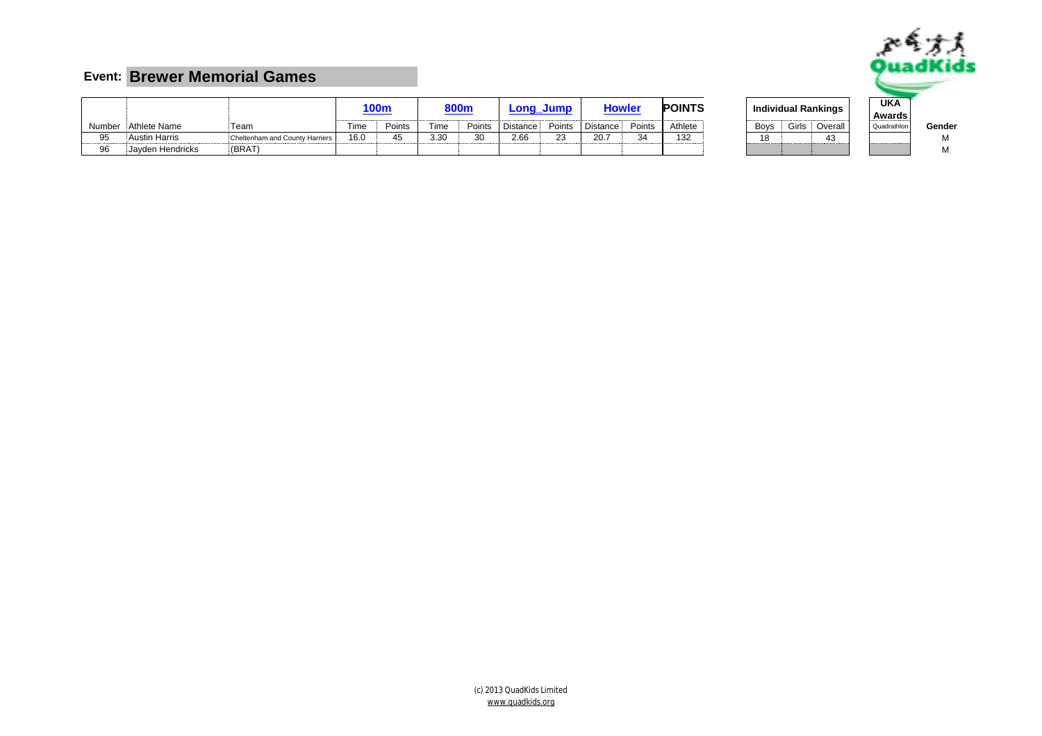**Event:** **Brewer Memorial Games**

| | | | 100m | | 800m | | Long_Jump | | Howler | | POINTS | Individual Rankings | | | UKA Awards | |
|---|---|---|---|---|---|---|---|---|---|---|---|---|---|---|---|---|
| Number | Athlete Name | Team | Time | Points | Time | Points | Distance | Points | Distance | Points | Athlete | Boys | Girls | Overall | Quadrathlon | Gender |
| 95 | Austin Harris | Cheltenham and County Harriers | 16.0 | 45 | 3.30 | 30 | 2.66 | 23 | 20.7 | 34 | 132 | 18 | | 43 | | M |
| 96 | Jayden Hendricks | (BRAT) | | | | | | | | | | | | | | M |

(c) 2013 QuadKids Limited
www.quadkids.org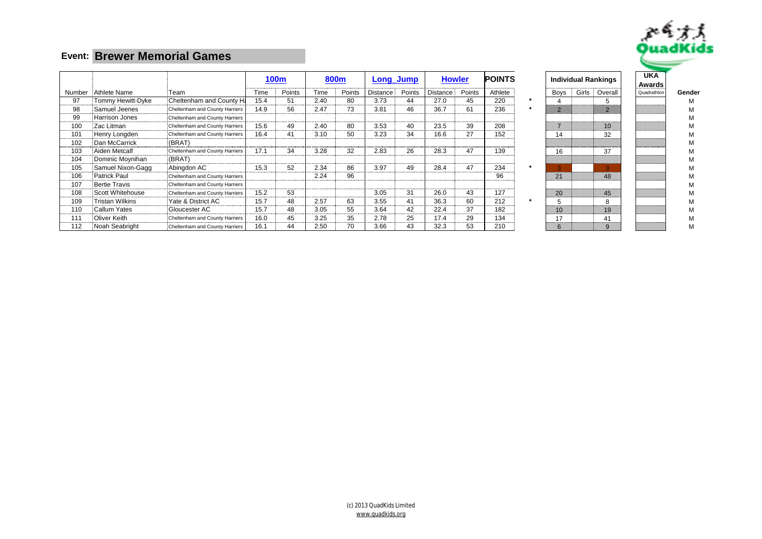**Event: Brewer Memorial Games**

| | | | 100m | | 800m | | Long_Jump | | Howler | | POINTS | | Individual Rankings | | | UKA Awards | |
|---|---|---|---|---|---|---|---|---|---|---|---|---|---|---|---|---|---|
| Number | Athlete Name | Team | Time | Points | Time | Points | Distance | Points | Distance | Points | Athlete | | Boys | Girls | Overall | Quadrathlon | Gender |
| 97 | Tommy Hewitt-Dyke | Cheltenham and County Ha | 15.4 | 51 | 2.40 | 80 | 3.73 | 44 | 27.0 | 45 | 220 | * | 4 | | 5 | | M |
| 98 | Samuel Jeenes | Cheltenham and County Harriers | 14.9 | 56 | 2.47 | 73 | 3.81 | 46 | 36.7 | 61 | 236 | * | 2 | | 2 | | M |
| 99 | Harrison Jones | Cheltenham and County Harriers | | | | | | | | | | | | | | | M |
| 100 | Zac Litman | Cheltenham and County Harriers | 15.6 | 49 | 2.40 | 80 | 3.53 | 40 | 23.5 | 39 | 208 | | 7 | | 10 | | M |
| 101 | Henry Longden | Cheltenham and County Harriers | 16.4 | 41 | 3.10 | 50 | 3.23 | 34 | 16.6 | 27 | 152 | | 14 | | 32 | | M |
| 102 | Dan McCarrick | (BRAT) | | | | | | | | | | | | | | | M |
| 103 | Aiden Metcalf | Cheltenham and County Harriers | 17.1 | 34 | 3.28 | 32 | 2.83 | 26 | 28.3 | 47 | 139 | | 16 | | 37 | | M |
| 104 | Dominic Moynihan | (BRAT) | | | | | | | | | | | | | | | M |
| 105 | Samuel Nixon-Gagg | Abingdon AC | 15.3 | 52 | 2.34 | 86 | 3.97 | 49 | 28.4 | 47 | 234 | * | 3 | | 3 | | M |
| 106 | Patrick Paul | Cheltenham and County Harriers | | | 2.24 | 96 | | | | | 96 | | 21 | | 48 | | M |
| 107 | Bertie Travis | Cheltenham and County Harriers | | | | | | | | | | | | | | | M |
| 108 | Scott Whitehouse | Cheltenham and County Harriers | 15.2 | 53 | | | 3.05 | 31 | 26.0 | 43 | 127 | | 20 | | 45 | | M |
| 109 | Tristan Wilkins | Yate & District AC | 15.7 | 48 | 2.57 | 63 | 3.55 | 41 | 36.3 | 60 | 212 | * | 5 | | 8 | | M |
| 110 | Callum Yates | Gloucester AC | 15.7 | 48 | 3.05 | 55 | 3.64 | 42 | 22.4 | 37 | 182 | | 10 | | 19 | | M |
| 111 | Oliver Keith | Cheltenham and County Harriers | 16.0 | 45 | 3.25 | 35 | 2.78 | 25 | 17.4 | 29 | 134 | | 17 | | 41 | | M |
| 112 | Noah Seabright | Cheltenham and County Harriers | 16.1 | 44 | 2.50 | 70 | 3.66 | 43 | 32.3 | 53 | 210 | | 6 | | 9 | | M |

(c) 2013 QuadKids Limited
www.quadkids.org